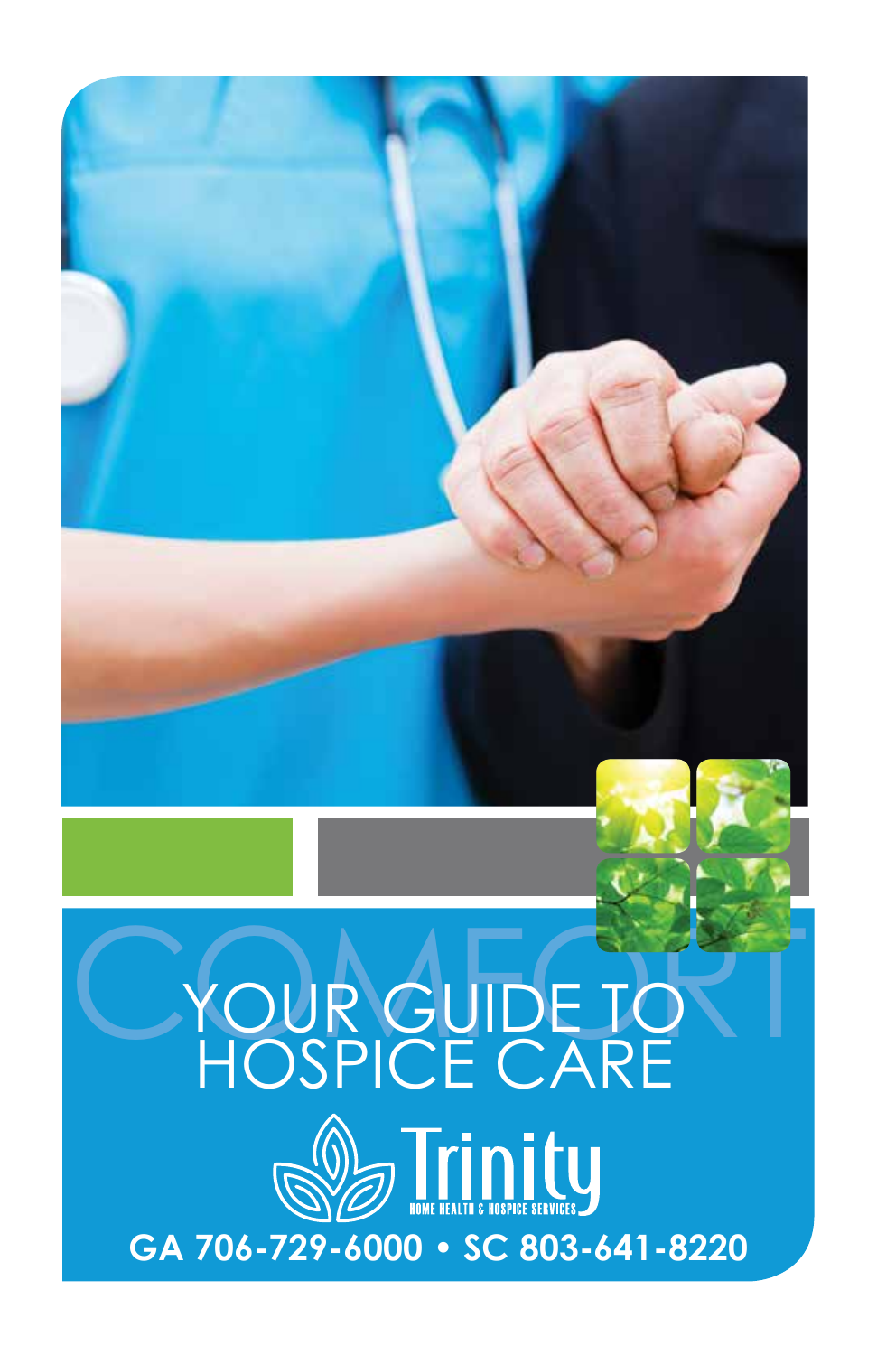COMFORT

# YOUR GUIDE TO HOSPICE CARE

Trinity

HOME HEALTH & HOSPICE SERVICES

**GA 706-729-6000 • SC 803-641-8220**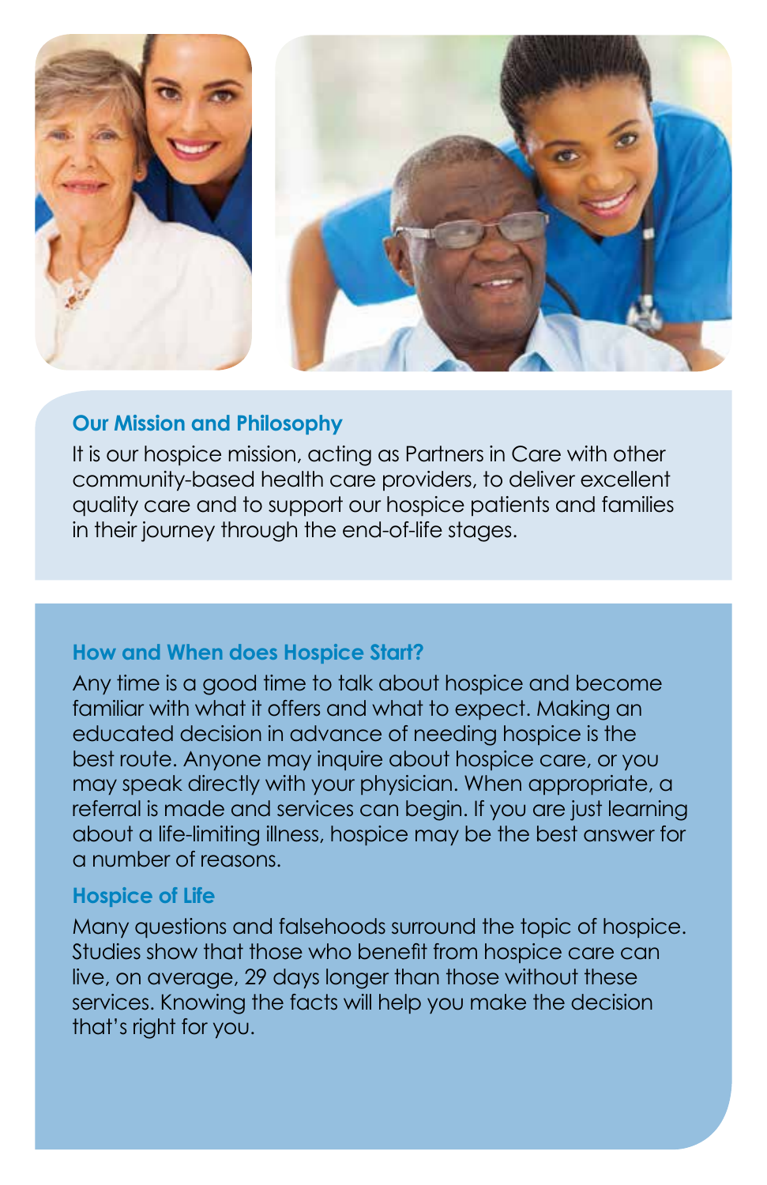## Our Mission and Philosophy

It is our hospice mission, acting as Partners in Care with other community-based health care providers, to deliver excellent quality care and to support our hospice patients and families in their journey through the end-of-life stages.

## How and When does Hospice Start?

Any time is a good time to talk about hospice and become familiar with what it offers and what to expect. Making an educated decision in advance of needing hospice is the best route. Anyone may inquire about hospice care, or you may speak directly with your physician. When appropriate, a referral is made and services can begin. If you are just learning about a life-limiting illness, hospice may be the best answer for a number of reasons.

## Hospice of Life

Many questions and falsehoods surround the topic of hospice. Studies show that those who benefit from hospice care can live, on average, 29 days longer than those without these services. Knowing the facts will help you make the decision that's right for you.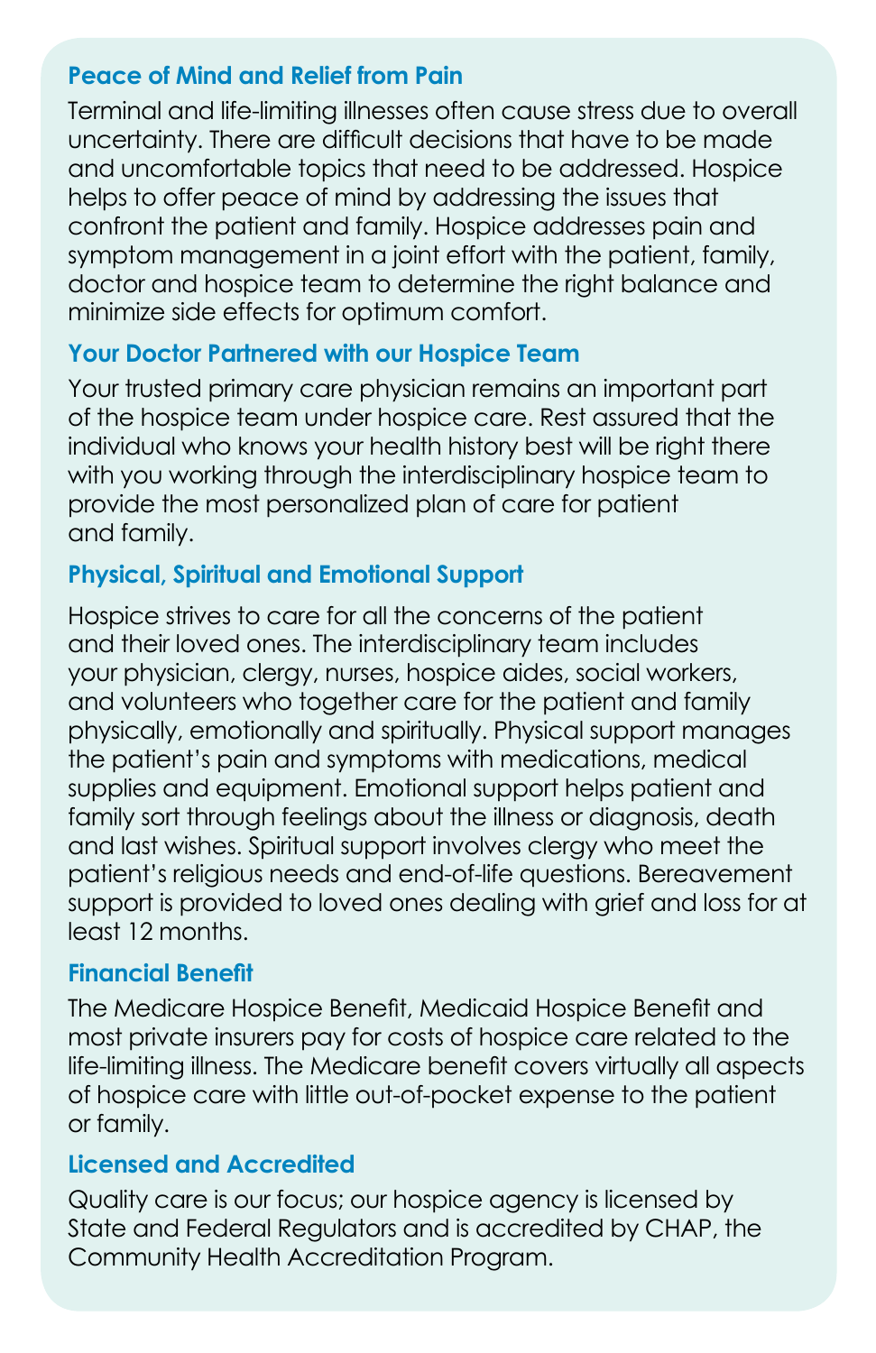### Peace of Mind and Relief from Pain

Terminal and life-limiting illnesses often cause stress due to overall uncertainty. There are difficult decisions that have to be made and uncomfortable topics that need to be addressed. Hospice helps to offer peace of mind by addressing the issues that confront the patient and family. Hospice addresses pain and symptom management in a joint effort with the patient, family, doctor and hospice team to determine the right balance and minimize side effects for optimum comfort.

### Your Doctor Partnered with our Hospice Team

Your trusted primary care physician remains an important part of the hospice team under hospice care. Rest assured that the individual who knows your health history best will be right there with you working through the interdisciplinary hospice team to provide the most personalized plan of care for patient and family.

### Physical, Spiritual and Emotional Support

Hospice strives to care for all the concerns of the patient and their loved ones. The interdisciplinary team includes your physician, clergy, nurses, hospice aides, social workers, and volunteers who together care for the patient and family physically, emotionally and spiritually. Physical support manages the patient's pain and symptoms with medications, medical supplies and equipment. Emotional support helps patient and family sort through feelings about the illness or diagnosis, death and last wishes. Spiritual support involves clergy who meet the patient's religious needs and end-of-life questions. Bereavement support is provided to loved ones dealing with grief and loss for at least 12 months.

### Financial Benefit

The Medicare Hospice Benefit, Medicaid Hospice Benefit and most private insurers pay for costs of hospice care related to the life-limiting illness. The Medicare benefit covers virtually all aspects of hospice care with little out-of-pocket expense to the patient or family.

### Licensed and Accredited

Quality care is our focus; our hospice agency is licensed by State and Federal Regulators and is accredited by CHAP, the Community Health Accreditation Program.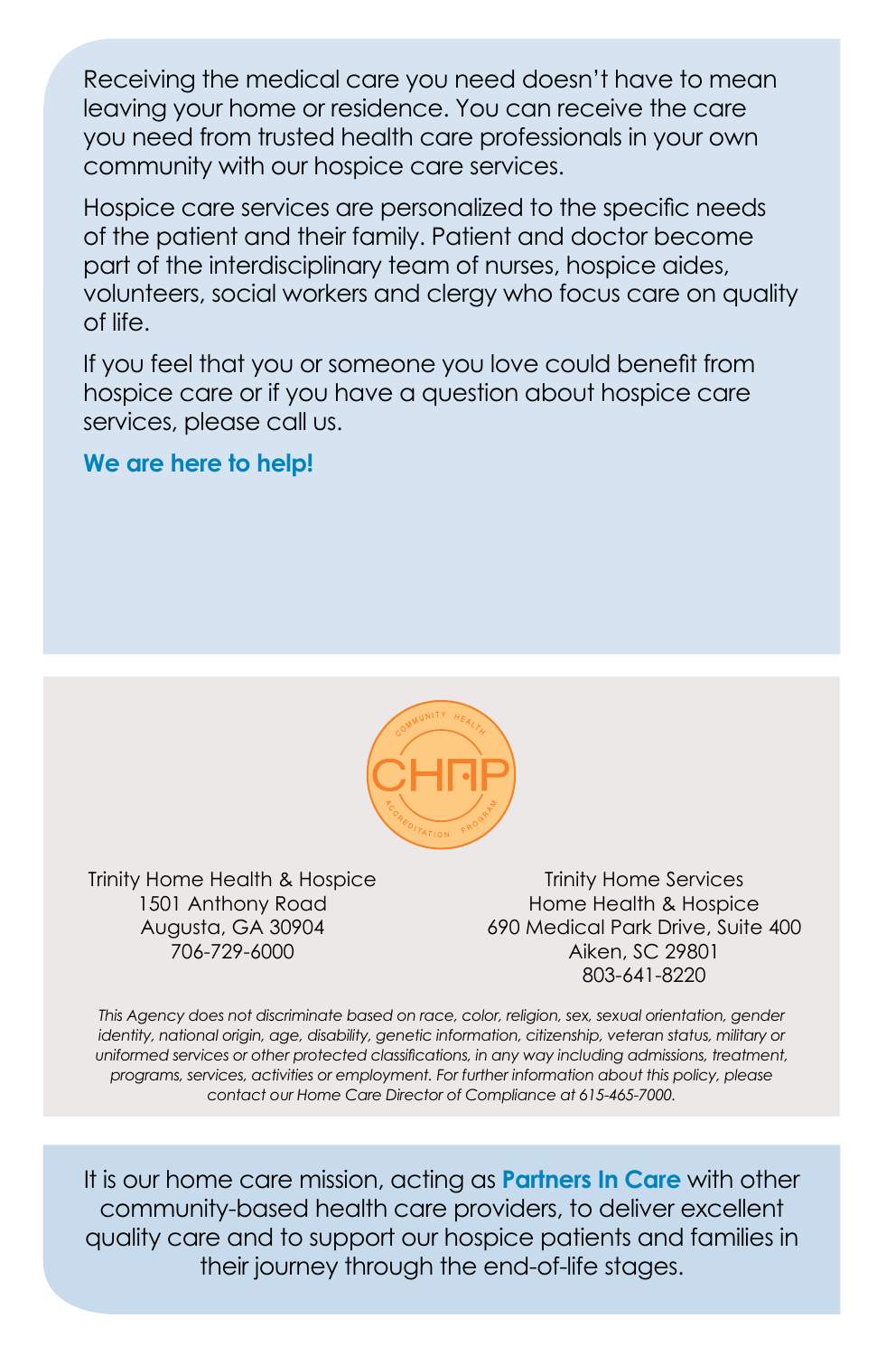Receiving the medical care you need doesn't have to mean leaving your home or residence. You can receive the care you need from trusted health care professionals in your own community with our hospice care services.

Hospice care services are personalized to the specific needs of the patient and their family. Patient and doctor become part of the interdisciplinary team of nurses, hospice aides, volunteers, social workers and clergy who focus care on quality of life.

If you feel that you or someone you love could benefit from hospice care or if you have a question about hospice care services, please call us.

**We are here to help!**

COMMUNITY HEALTH
CHAP
ACCREDITATION PROGRAM

Trinity Home Health & Hospice
1501 Anthony Road
Augusta, GA 30904
706-729-6000

Trinity Home Services
Home Health & Hospice
690 Medical Park Drive, Suite 400
Aiken, SC 29801
803-641-8220

*This Agency does not discriminate based on race, color, religion, sex, sexual orientation, gender identity, national origin, age, disability, genetic information, citizenship, veteran status, military or uniformed services or other protected classifications, in any way including admissions, treatment, programs, services, activities or employment. For further information about this policy, please contact our Home Care Director of Compliance at 615-465-7000.*

It is our home care mission, acting as **Partners In Care** with other community-based health care providers, to deliver excellent quality care and to support our hospice patients and families in their journey through the end-of-life stages.